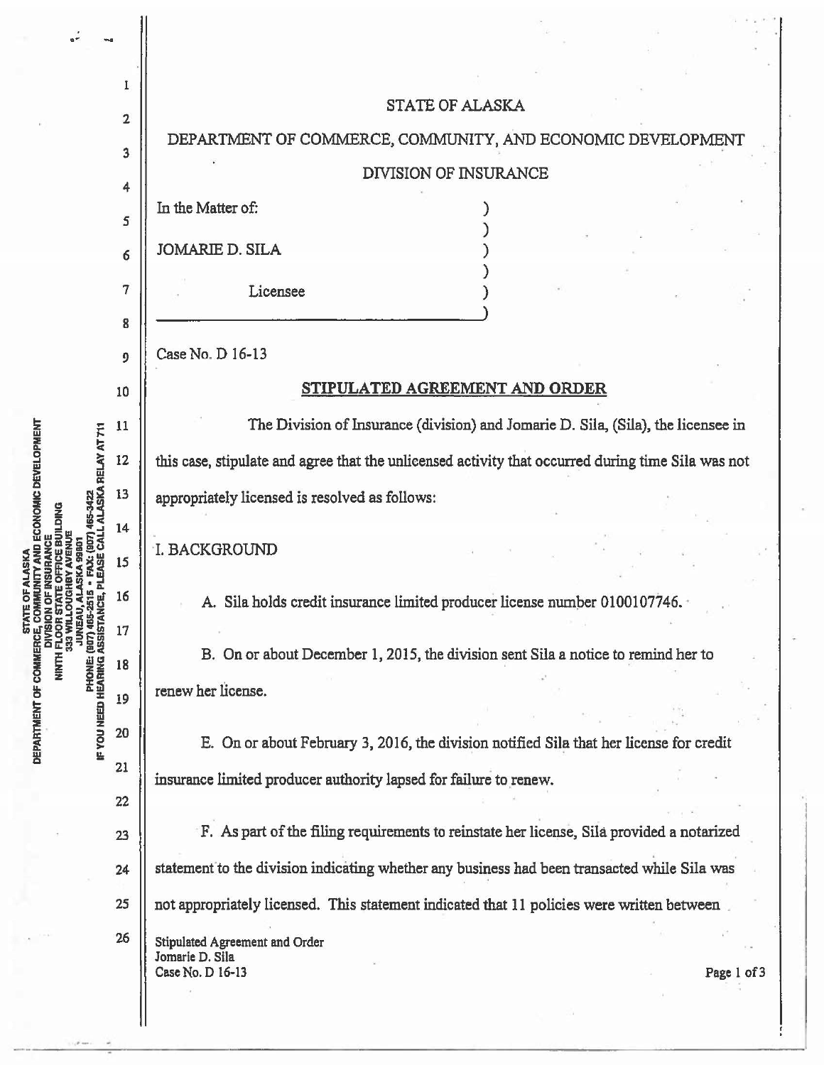STATE OF ALASKA

DEPARTMENT OF COMMERCE, COMMUNITY, AND ECONOMIC DEVELOPMENT

DIVISION OF INSURANCE

In the Matter of:

JOMARIE D. SILA

Licensee

Case No. D 16-13

## STIPULATED AGREEMENT AND ORDER

The Division of Insurance (division) and Jomarie D. Sila, (Sila), the licensee in this case, stipulate and agree that the unlicensed activity that occurred during time Sila was not appropriately licensed is resolved as follows:

I. BACKGROUND

A. Sila holds credit insurance limited producer license number 0100107746.

B. On or about December 1, 2015, the division sent Sila a notice to remind her to renew her license.

E. On or about February 3, 2016, the division notified Sila that her license for credit insurance limited producer authority lapsed for failure to renew.

F. As part of the filing requirements to reinstate her license, Sila provided a notarized statement to the division indicating whether any business had been transacted while Sila was not appropriately licensed. This statement indicated that 11 policies were written between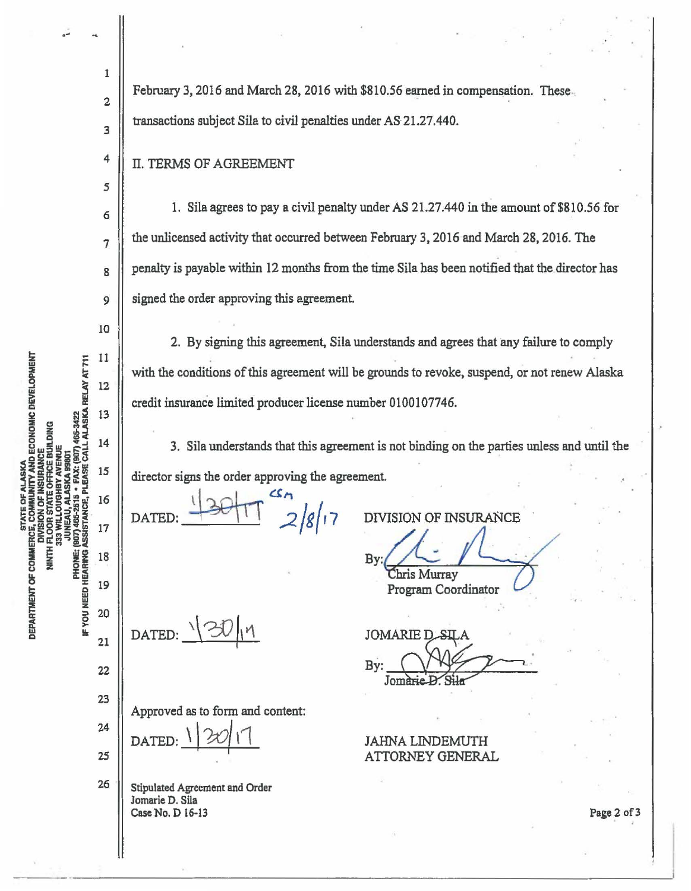February 3, 2016 and March 28, 2016 with $810.56 earned in compensation. These transactions subject Sila to civil penalties under AS 21.27.440.

## II. TERMS OF AGREEMENT

1. Sila agrees to pay a civil penalty under AS 21.27.440 in the amount of $810.56 for the unlicensed activity that occurred between February 3, 2016 and March 28, 2016. The penalty is payable within 12 months from the time Sila has been notified that the director has signed the order approving this agreement.

2. By signing this agreement, Sila understands and agrees that any failure to comply with the conditions of this agreement will be grounds to revoke, suspend, or not renew Alaska credit insurance limited producer license number 0100107746.

3. Sila understands that this agreement is not binding on the parties unless and until the director signs the order approving the agreement.

DATED: ~~1/30/17~~ csm 2/8/17

DIVISION OF INSURANCE

By: Chris Murray
Program Coordinator

DATED: 1/30/17

JOMARIE D. SILA

By: Jomarie D. Sila

Approved as to form and content:

DATED: 1/30/17

JAHNA LINDEMUTH
ATTORNEY GENERAL

Stipulated Agreement and Order
Jomarie D. Sila
Case No. D 16-13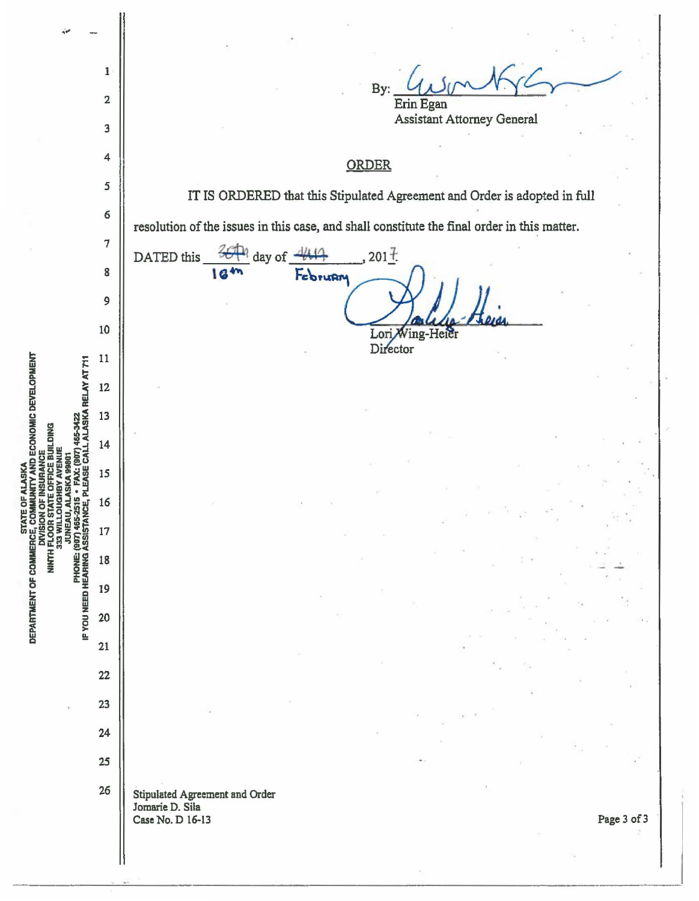By: 
Erin Egan
Assistant Attorney General

## ORDER

IT IS ORDERED that this Stipulated Agreement and Order is adopted in full resolution of the issues in this case, and shall constitute the final order in this matter.

DATED this ~~30th~~ 16th day of ~~July~~ February, 2017.

Lori Wing-Heier
Director

Stipulated Agreement and Order
Jomarie D. Sila
Case No. D 16-13